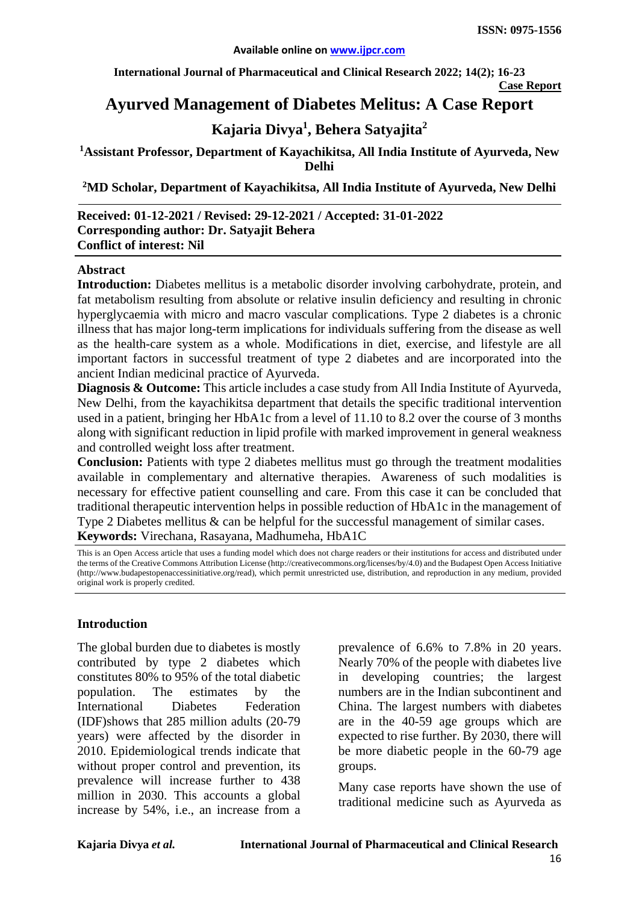ISSN: 0975-1556

Available online on www.ijpcr.com

**Case Report**

# Ayurved Management of Diabetes Melitus: A Case Report

## Kajaria Divya[1], Behera Satyajita[2]

**[1]Assistant Professor, Department of Kayachikitsa, All India Institute of Ayurveda, New Delhi**

**[2]MD Scholar, Department of Kayachikitsa, All India Institute of Ayurveda, New Delhi**

---

**Received: 01-12-2021 / Revised: 29-12-2021 / Accepted: 31-01-2022**
**Corresponding author: Dr. Satyajit Behera**
**Conflict of interest: Nil**

---

### Abstract

**Introduction:** Diabetes mellitus is a metabolic disorder involving carbohydrate, protein, and fat metabolism resulting from absolute or relative insulin deficiency and resulting in chronic hyperglycaemia with micro and macro vascular complications. Type 2 diabetes is a chronic illness that has major long-term implications for individuals suffering from the disease as well as the health-care system as a whole. Modifications in diet, exercise, and lifestyle are all important factors in successful treatment of type 2 diabetes and are incorporated into the ancient Indian medicinal practice of Ayurveda.

**Diagnosis & Outcome:** This article includes a case study from All India Institute of Ayurveda, New Delhi, from the kayachikitsa department that details the specific traditional intervention used in a patient, bringing her HbA1c from a level of 11.10 to 8.2 over the course of 3 months along with significant reduction in lipid profile with marked improvement in general weakness and controlled weight loss after treatment.

**Conclusion:** Patients with type 2 diabetes mellitus must go through the treatment modalities available in complementary and alternative therapies. Awareness of such modalities is necessary for effective patient counselling and care. From this case it can be concluded that traditional therapeutic intervention helps in possible reduction of HbA1c in the management of Type 2 Diabetes mellitus & can be helpful for the successful management of similar cases.

**Keywords:** Virechana, Rasayana, Madhumeha, HbA1C

This is an Open Access article that uses a funding model which does not charge readers or their institutions for access and distributed under the terms of the Creative Commons Attribution License (http://creativecommons.org/licenses/by/4.0) and the Budapest Open Access Initiative (http://www.budapestopenaccessinitiative.org/read), which permit unrestricted use, distribution, and reproduction in any medium, provided original work is properly credited.

---

### Introduction

The global burden due to diabetes is mostly contributed by type 2 diabetes which constitutes 80% to 95% of the total diabetic population. The estimates by the International Diabetes Federation (IDF)shows that 285 million adults (20-79 years) were affected by the disorder in 2010. Epidemiological trends indicate that without proper control and prevention, its prevalence will increase further to 438 million in 2030. This accounts a global increase by 54%, i.e., an increase from a prevalence of 6.6% to 7.8% in 20 years. Nearly 70% of the people with diabetes live in developing countries; the largest numbers are in the Indian subcontinent and China. The largest numbers with diabetes are in the 40-59 age groups which are expected to rise further. By 2030, there will be more diabetic people in the 60-79 age groups.

Many case reports have shown the use of traditional medicine such as Ayurveda as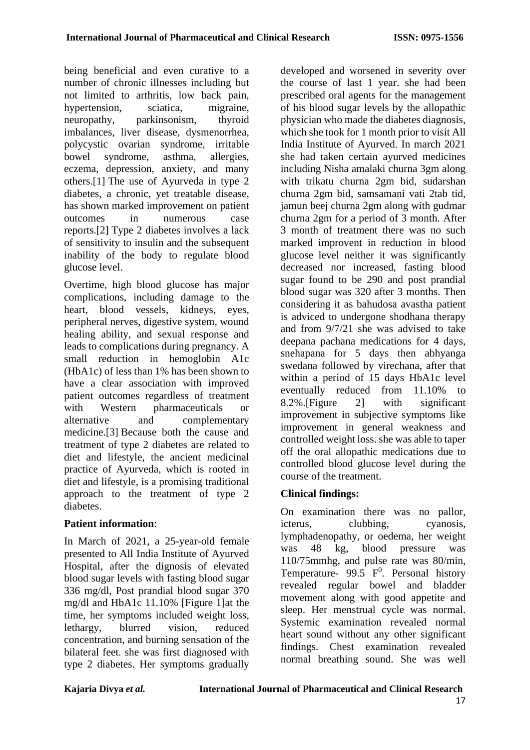being beneficial and even curative to a number of chronic illnesses including but not limited to arthritis, low back pain, hypertension, sciatica, migraine, neuropathy, parkinsonism, thyroid imbalances, liver disease, dysmenorrhea, polycystic ovarian syndrome, irritable bowel syndrome, asthma, allergies, eczema, depression, anxiety, and many others.[1] The use of Ayurveda in type 2 diabetes, a chronic, yet treatable disease, has shown marked improvement on patient outcomes in numerous case reports.[2] Type 2 diabetes involves a lack of sensitivity to insulin and the subsequent inability of the body to regulate blood glucose level.

Overtime, high blood glucose has major complications, including damage to the heart, blood vessels, kidneys, eyes, peripheral nerves, digestive system, wound healing ability, and sexual response and leads to complications during pregnancy. A small reduction in hemoglobin A1c (HbA1c) of less than 1% has been shown to have a clear association with improved patient outcomes regardless of treatment with Western pharmaceuticals or alternative and complementary medicine.[3] Because both the cause and treatment of type 2 diabetes are related to diet and lifestyle, the ancient medicinal practice of Ayurveda, which is rooted in diet and lifestyle, is a promising traditional approach to the treatment of type 2 diabetes.

**Patient information**:

In March of 2021, a 25-year-old female presented to All India Institute of Ayurved Hospital, after the dignosis of elevated blood sugar levels with fasting blood sugar 336 mg/dl, Post prandial blood sugar 370 mg/dl and HbA1c 11.10% [Figure 1]at the time, her symptoms included weight loss, lethargy, blurred vision, reduced concentration, and burning sensation of the bilateral feet. she was first diagnosed with type 2 diabetes. Her symptoms gradually developed and worsened in severity over the course of last 1 year. she had been prescribed oral agents for the management of his blood sugar levels by the allopathic physician who made the diabetes diagnosis, which she took for 1 month prior to visit All India Institute of Ayurved. In march 2021 she had taken certain ayurved medicines including Nisha amalaki churna 3gm along with trikatu churna 2gm bid, sudarshan churna 2gm bid, samsamani vati 2tab tid, jamun beej churna 2gm along with gudmar churna 2gm for a period of 3 month. After 3 month of treatment there was no such marked improvent in reduction in blood glucose level neither it was significantly decreased nor increased, fasting blood sugar found to be 290 and post prandial blood sugar was 320 after 3 months. Then considering it as bahudosa avastha patient is adviced to undergone shodhana therapy and from 9/7/21 she was advised to take deepana pachana medications for 4 days, snehapana for 5 days then abhyanga swedana followed by virechana, after that within a period of 15 days HbA1c level eventually reduced from 11.10% to 8.2%.[Figure 2] with significant improvement in subjective symptoms like improvement in general weakness and controlled weight loss. she was able to taper off the oral allopathic medications due to controlled blood glucose level during the course of the treatment.

**Clinical findings:**

On examination there was no pallor, icterus, clubbing, cyanosis, lymphadenopathy, or oedema, her weight was 48 kg, blood pressure was 110/75mmhg, and pulse rate was 80/min, Temperature- 99.5 $F^0$. Personal history revealed regular bowel and bladder movement along with good appetite and sleep. Her menstrual cycle was normal. Systemic examination revealed normal heart sound without any other significant findings. Chest examination revealed normal breathing sound. She was well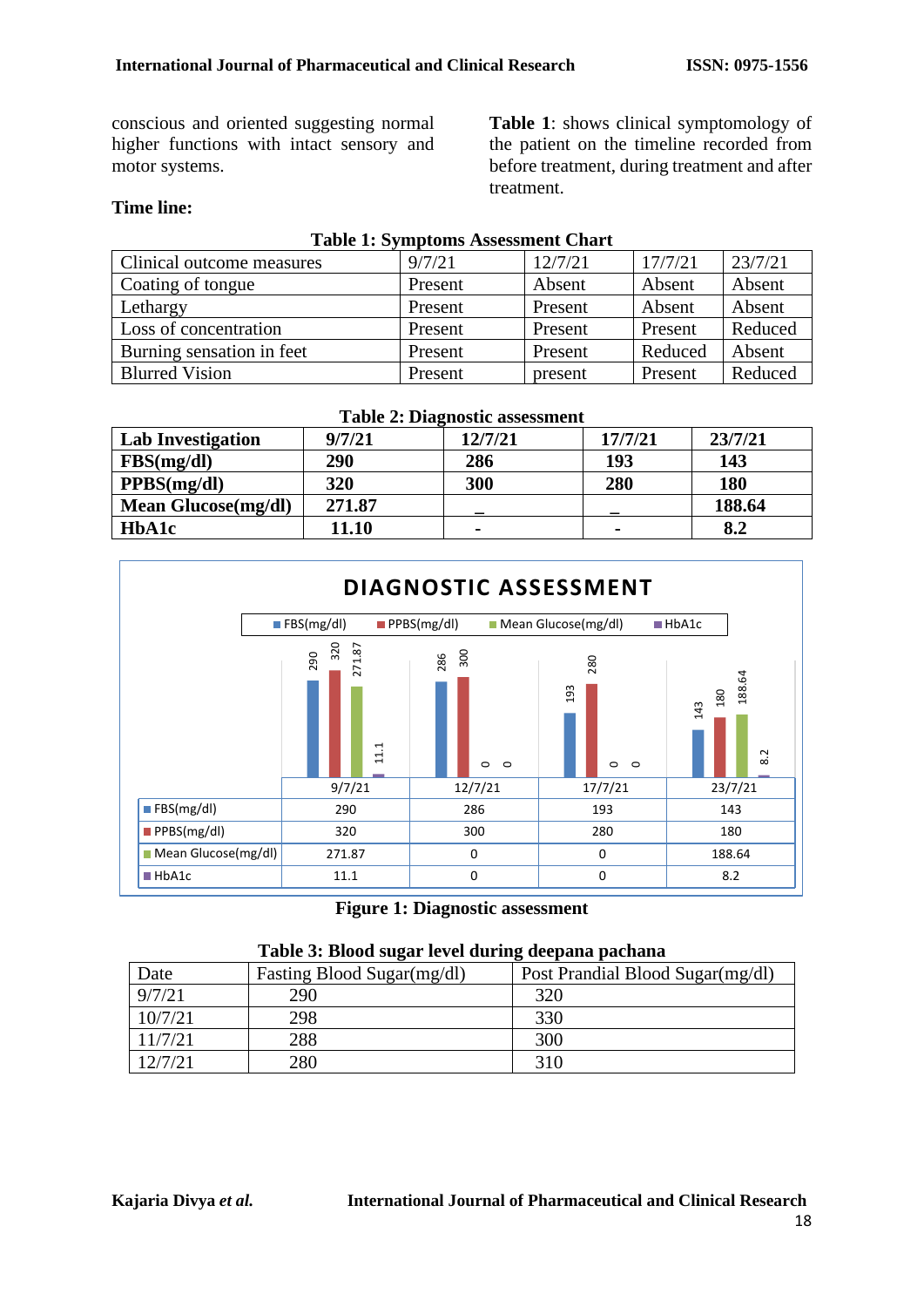conscious and oriented suggesting normal higher functions with intact sensory and motor systems.

**Time line:**

**Table 1**: shows clinical symptomology of the patient on the timeline recorded from before treatment, during treatment and after treatment.

**Table 1: Symptoms Assessment Chart**

| Clinical outcome measures | 9/7/21 | 12/7/21 | 17/7/21 | 23/7/21 |
|---|---|---|---|---|
| Coating of tongue | Present | Absent | Absent | Absent |
| Lethargy | Present | Present | Absent | Absent |
| Loss of concentration | Present | Present | Present | Reduced |
| Burning sensation in feet | Present | Present | Reduced | Absent |
| Blurred Vision | Present | present | Present | Reduced |

**Table 2: Diagnostic assessment**

| **Lab Investigation** | **9/7/21** | **12/7/21** | **17/7/21** | **23/7/21** |
|---|---|---|---|---|
| **FBS(mg/dl)** | **290** | **286** | **193** | **143** |
| **PPBS(mg/dl)** | **320** | **300** | **280** | **180** |
| **Mean Glucose(mg/dl)** | **271.87** | **_** | **_** | **188.64** |
| **HbA1c** | **11.10** | **-** | **-** | **8.2** |

**DIAGNOSTIC ASSESSMENT**

| | 9/7/21 | 12/7/21 | 17/7/21 | 23/7/21 |
|---|---|---|---|---|
| FBS(mg/dl) | 290 | 286 | 193 | 143 |
| PPBS(mg/dl) | 320 | 300 | 280 | 180 |
| Mean Glucose(mg/dl) | 271.87 | 0 | 0 | 188.64 |
| HbA1c | 11.1 | 0 | 0 | 8.2 |

**Figure 1: Diagnostic assessment**

**Table 3: Blood sugar level during deepana pachana**

| Date | Fasting Blood Sugar(mg/dl) | Post Prandial Blood Sugar(mg/dl) |
|---|---|---|
| 9/7/21 | 290 | 320 |
| 10/7/21 | 298 | 330 |
| 11/7/21 | 288 | 300 |
| 12/7/21 | 280 | 310 |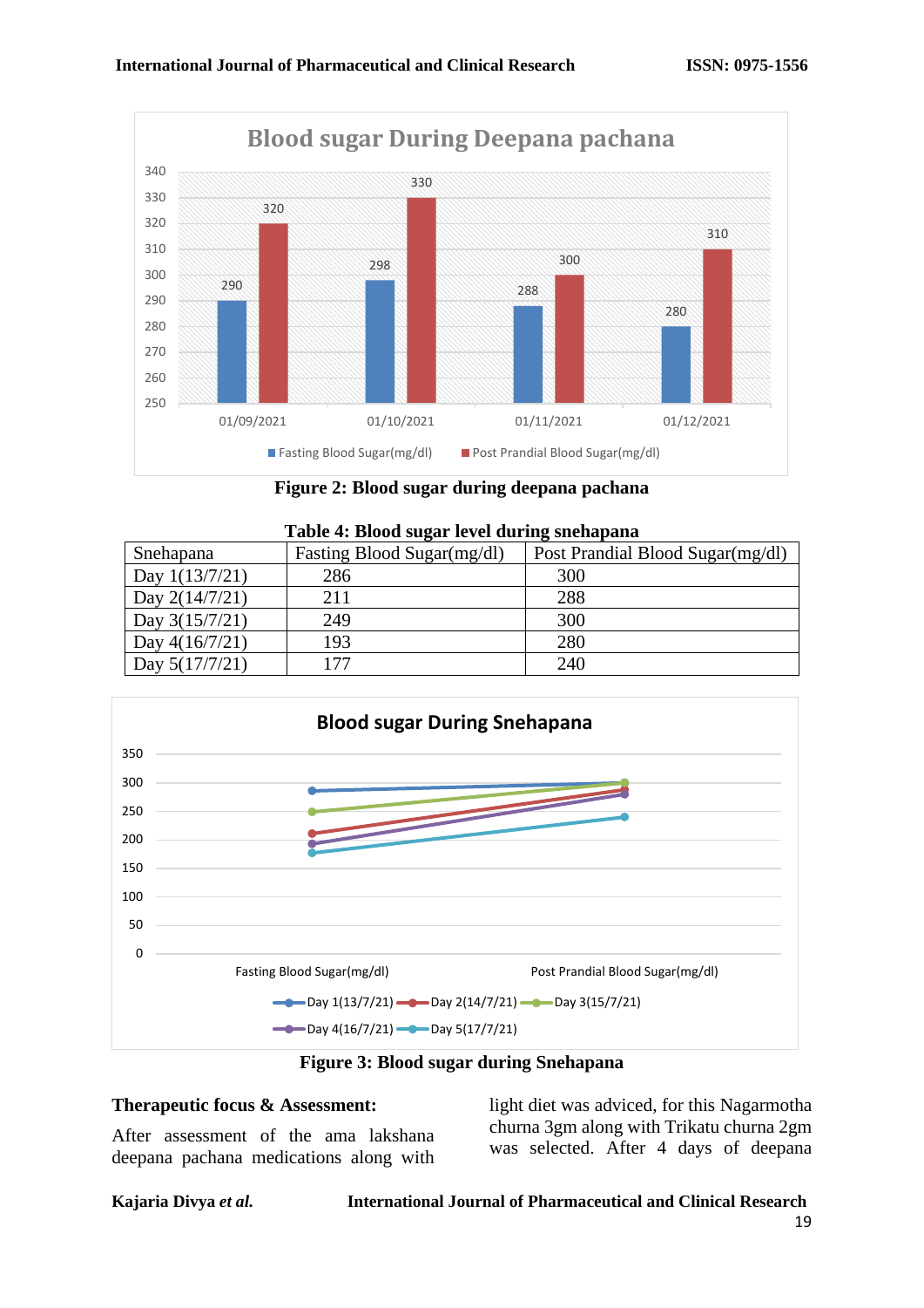**Figure 2: Blood sugar during deepana pachana**

**Table 4: Blood sugar level during snehapana**

| Snehapana | Fasting Blood Sugar(mg/dl) | Post Prandial Blood Sugar(mg/dl) |
|---|---|---|
| Day 1(13/7/21) | 286 | 300 |
| Day 2(14/7/21) | 211 | 288 |
| Day 3(15/7/21) | 249 | 300 |
| Day 4(16/7/21) | 193 | 280 |
| Day 5(17/7/21) | 177 | 240 |

**Figure 3: Blood sugar during Snehapana**

**Therapeutic focus & Assessment:**

After assessment of the ama lakshana deepana pachana medications along with light diet was adviced, for this Nagarmotha churna 3gm along with Trikatu churna 2gm was selected. After 4 days of deepana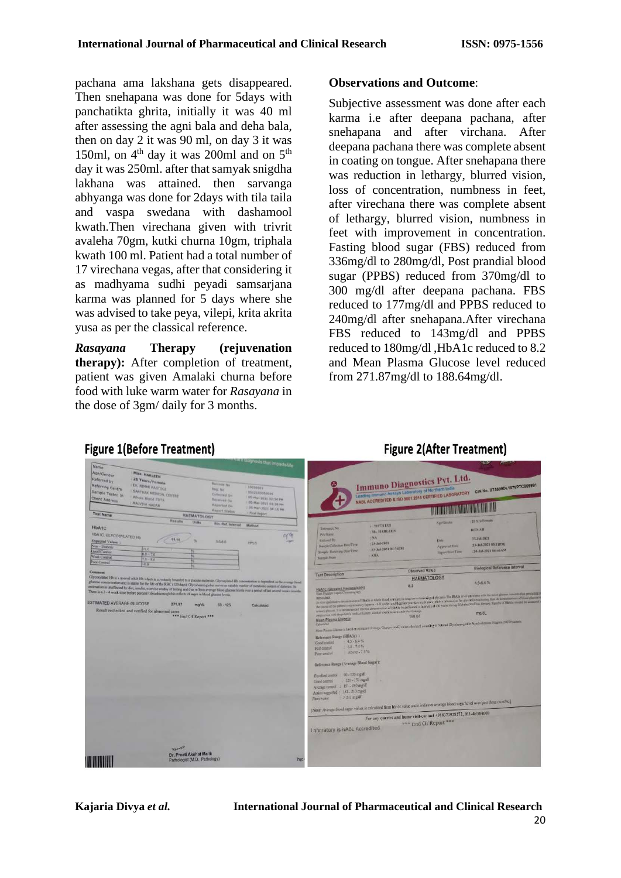pachana ama lakshana gets disappeared. Then snehapana was done for 5days with panchatikta ghrita, initially it was 40 ml after assessing the agni bala and deha bala, then on day 2 it was 90 ml, on day 3 it was 150ml, on 4th day it was 200ml and on 5th day it was 250ml. after that samyak snigdha lakhana was attained. then sarvanga abhyanga was done for 2days with tila taila and vaspa swedana with dashamool kwath.Then virechana given with trivrit avaleha 70gm, kutki churna 10gm, triphala kwath 100 ml. Patient had a total number of 17 virechana vegas, after that considering it as madhyama sudhi peyadi samsarjana karma was planned for 5 days where she was advised to take peya, vilepi, krita akrita yusa as per the classical reference.

***Rasayana* Therapy (rejuvenation therapy):** After completion of treatment, patient was given Amalaki churna before food with luke warm water for *Rasayana* in the dose of 3gm/ daily for 3 months.

**Observations and Outcome**:

Subjective assessment was done after each karma i.e after deepana pachana, after snehapana and after virchana. After deepana pachana there was complete absent in coating on tongue. After snehapana there was reduction in lethargy, blurred vision, loss of concentration, numbness in feet, after virechana there was complete absent of lethargy, blurred vision, numbness in feet with improvement in concentration. Fasting blood sugar (FBS) reduced from 336mg/dl to 280mg/dl, Post prandial blood sugar (PPBS) reduced from 370mg/dl to 300 mg/dl after deepana pachana. FBS reduced to 177mg/dl and PPBS reduced to 240mg/dl after snehapana.After virechana FBS reduced to 143mg/dl and PPBS reduced to 180mg/dl ,HbA1c reduced to 8.2 and Mean Plasma Glucose level reduced from 271.87mg/dl to 188.64mg/dl.

**Figure 1(Before Treatment)**

**Figure 2(After Treatment)**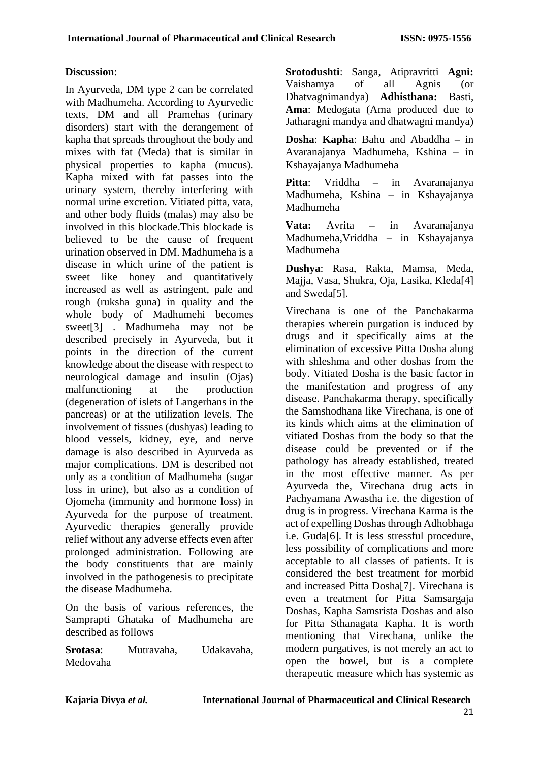**Discussion**:

In Ayurveda, DM type 2 can be correlated with Madhumeha. According to Ayurvedic texts, DM and all Pramehas (urinary disorders) start with the derangement of kapha that spreads throughout the body and mixes with fat (Meda) that is similar in physical properties to kapha (mucus). Kapha mixed with fat passes into the urinary system, thereby interfering with normal urine excretion. Vitiated pitta, vata, and other body fluids (malas) may also be involved in this blockade.This blockade is believed to be the cause of frequent urination observed in DM. Madhumeha is a disease in which urine of the patient is sweet like honey and quantitatively increased as well as astringent, pale and rough (ruksha guna) in quality and the whole body of Madhumehi becomes sweet[3] . Madhumeha may not be described precisely in Ayurveda, but it points in the direction of the current knowledge about the disease with respect to neurological damage and insulin (Ojas) malfunctioning at the production (degeneration of islets of Langerhans in the pancreas) or at the utilization levels. The involvement of tissues (dushyas) leading to blood vessels, kidney, eye, and nerve damage is also described in Ayurveda as major complications. DM is described not only as a condition of Madhumeha (sugar loss in urine), but also as a condition of Ojomeha (immunity and hormone loss) in Ayurveda for the purpose of treatment. Ayurvedic therapies generally provide relief without any adverse effects even after prolonged administration. Following are the body constituents that are mainly involved in the pathogenesis to precipitate the disease Madhumeha.

On the basis of various references, the Samprapti Ghataka of Madhumeha are described as follows

**Srotasa**: Mutravaha, Udakavaha, Medovaha

**Srotodushti**: Sanga, Atipravritti **Agni:** Vaishamya of all Agnis (or Dhatvagnimandya) **Adhisthana:** Basti, **Ama**: Medogata (Ama produced due to Jatharagni mandya and dhatwagni mandya)

**Dosha**: **Kapha**: Bahu and Abaddha – in Avaranajanya Madhumeha, Kshina – in Kshayajanya Madhumeha

**Pitta**: Vriddha – in Avaranajanya Madhumeha, Kshina – in Kshayajanya Madhumeha

**Vata:** Avrita – in Avaranajanya Madhumeha,Vriddha – in Kshayajanya Madhumeha

**Dushya**: Rasa, Rakta, Mamsa, Meda, Majja, Vasa, Shukra, Oja, Lasika, Kleda[4] and Sweda[5].

Virechana is one of the Panchakarma therapies wherein purgation is induced by drugs and it specifically aims at the elimination of excessive Pitta Dosha along with shleshma and other doshas from the body. Vitiated Dosha is the basic factor in the manifestation and progress of any disease. Panchakarma therapy, specifically the Samshodhana like Virechana, is one of its kinds which aims at the elimination of vitiated Doshas from the body so that the disease could be prevented or if the pathology has already established, treated in the most effective manner. As per Ayurveda the, Virechana drug acts in Pachyamana Awastha i.e. the digestion of drug is in progress. Virechana Karma is the act of expelling Doshas through Adhobhaga i.e. Guda[6]. It is less stressful procedure, less possibility of complications and more acceptable to all classes of patients. It is considered the best treatment for morbid and increased Pitta Dosha[7]. Virechana is even a treatment for Pitta Samsargaja Doshas, Kapha Samsrista Doshas and also for Pitta Sthanagata Kapha. It is worth mentioning that Virechana, unlike the modern purgatives, is not merely an act to open the bowel, but is a complete therapeutic measure which has systemic as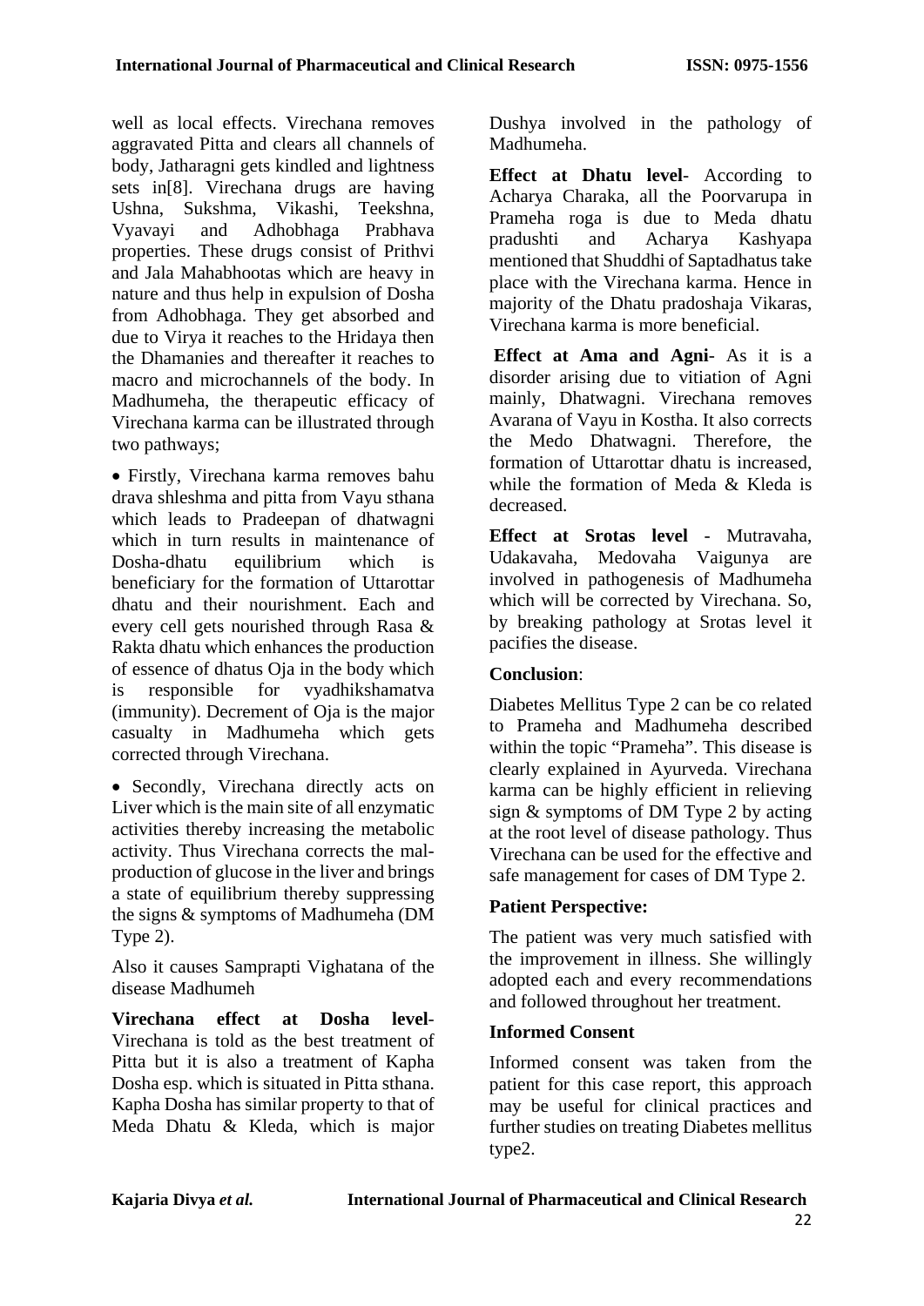well as local effects. Virechana removes aggravated Pitta and clears all channels of body, Jatharagni gets kindled and lightness sets in[8]. Virechana drugs are having Ushna, Sukshma, Vikashi, Teekshna, Vyavayi and Adhobhaga Prabhava properties. These drugs consist of Prithvi and Jala Mahabhootas which are heavy in nature and thus help in expulsion of Dosha from Adhobhaga. They get absorbed and due to Virya it reaches to the Hridaya then the Dhamanies and thereafter it reaches to macro and microchannels of the body. In Madhumeha, the therapeutic efficacy of Virechana karma can be illustrated through two pathways;

- Firstly, Virechana karma removes bahu drava shleshma and pitta from Vayu sthana which leads to Pradeepan of dhatwagni which in turn results in maintenance of Dosha-dhatu equilibrium which is beneficiary for the formation of Uttarottar dhatu and their nourishment. Each and every cell gets nourished through Rasa & Rakta dhatu which enhances the production of essence of dhatus Oja in the body which is responsible for vyadhikshamatva (immunity). Decrement of Oja is the major casualty in Madhumeha which gets corrected through Virechana.

- Secondly, Virechana directly acts on Liver which is the main site of all enzymatic activities thereby increasing the metabolic activity. Thus Virechana corrects the mal-production of glucose in the liver and brings a state of equilibrium thereby suppressing the signs & symptoms of Madhumeha (DM Type 2).

Also it causes Samprapti Vighatana of the disease Madhumeh

**Virechana effect at Dosha level**- Virechana is told as the best treatment of Pitta but it is also a treatment of Kapha Dosha esp. which is situated in Pitta sthana. Kapha Dosha has similar property to that of Meda Dhatu & Kleda, which is major Dushya involved in the pathology of Madhumeha.

**Effect at Dhatu level**- According to Acharya Charaka, all the Poorvarupa in Prameha roga is due to Meda dhatu pradushti and Acharya Kashyapa mentioned that Shuddhi of Saptadhatus take place with the Virechana karma. Hence in majority of the Dhatu pradoshaja Vikaras, Virechana karma is more beneficial.

**Effect at Ama and Agni**- As it is a disorder arising due to vitiation of Agni mainly, Dhatwagni. Virechana removes Avarana of Vayu in Kostha. It also corrects the Medo Dhatwagni. Therefore, the formation of Uttarottar dhatu is increased, while the formation of Meda & Kleda is decreased.

**Effect at Srotas level** - Mutravaha, Udakavaha, Medovaha Vaigunya are involved in pathogenesis of Madhumeha which will be corrected by Virechana. So, by breaking pathology at Srotas level it pacifies the disease.

## Conclusion:

Diabetes Mellitus Type 2 can be co related to Prameha and Madhumeha described within the topic "Prameha". This disease is clearly explained in Ayurveda. Virechana karma can be highly efficient in relieving sign & symptoms of DM Type 2 by acting at the root level of disease pathology. Thus Virechana can be used for the effective and safe management for cases of DM Type 2.

## Patient Perspective:

The patient was very much satisfied with the improvement in illness. She willingly adopted each and every recommendations and followed throughout her treatment.

## Informed Consent

Informed consent was taken from the patient for this case report, this approach may be useful for clinical practices and further studies on treating Diabetes mellitus type2.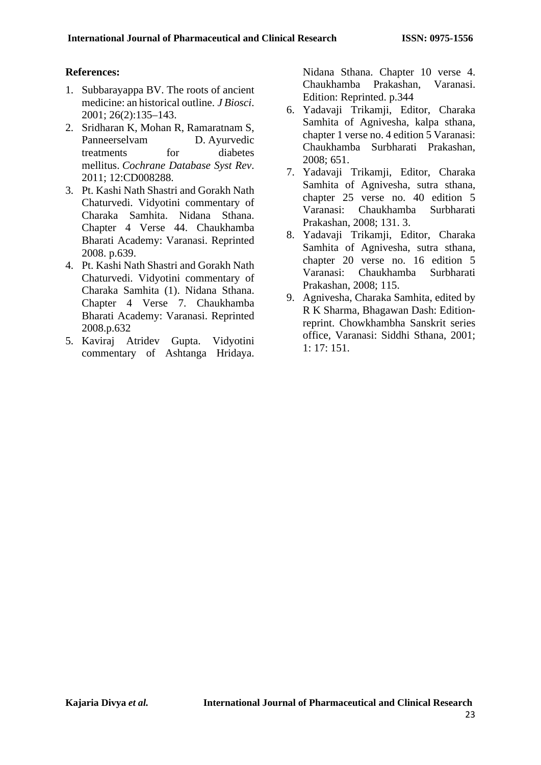**References:**

1. Subbarayappa BV. The roots of ancient medicine: an historical outline. *J Biosci*. 2001; 26(2):135–143.
2. Sridharan K, Mohan R, Ramaratnam S, Panneerselvam D. Ayurvedic treatments for diabetes mellitus. *Cochrane Database Syst Rev*. 2011; 12:CD008288.
3. Pt. Kashi Nath Shastri and Gorakh Nath Chaturvedi. Vidyotini commentary of Charaka Samhita. Nidana Sthana. Chapter 4 Verse 44. Chaukhamba Bharati Academy: Varanasi. Reprinted 2008. p.639.
4. Pt. Kashi Nath Shastri and Gorakh Nath Chaturvedi. Vidyotini commentary of Charaka Samhita (1). Nidana Sthana. Chapter 4 Verse 7. Chaukhamba Bharati Academy: Varanasi. Reprinted 2008.p.632
5. Kaviraj Atridev Gupta. Vidyotini commentary of Ashtanga Hridaya. Nidana Sthana. Chapter 10 verse 4. Chaukhamba Prakashan, Varanasi. Edition: Reprinted. p.344
6. Yadavaji Trikamji, Editor, Charaka Samhita of Agnivesha, kalpa sthana, chapter 1 verse no. 4 edition 5 Varanasi: Chaukhamba Surbharati Prakashan, 2008; 651.
7. Yadavaji Trikamji, Editor, Charaka Samhita of Agnivesha, sutra sthana, chapter 25 verse no. 40 edition 5 Varanasi: Chaukhamba Surbharati Prakashan, 2008; 131. 3.
8. Yadavaji Trikamji, Editor, Charaka Samhita of Agnivesha, sutra sthana, chapter 20 verse no. 16 edition 5 Varanasi: Chaukhamba Surbharati Prakashan, 2008; 115.
9. Agnivesha, Charaka Samhita, edited by R K Sharma, Bhagawan Dash: Edition-reprint. Chowkhambha Sanskrit series office, Varanasi: Siddhi Sthana, 2001; 1: 17: 151.